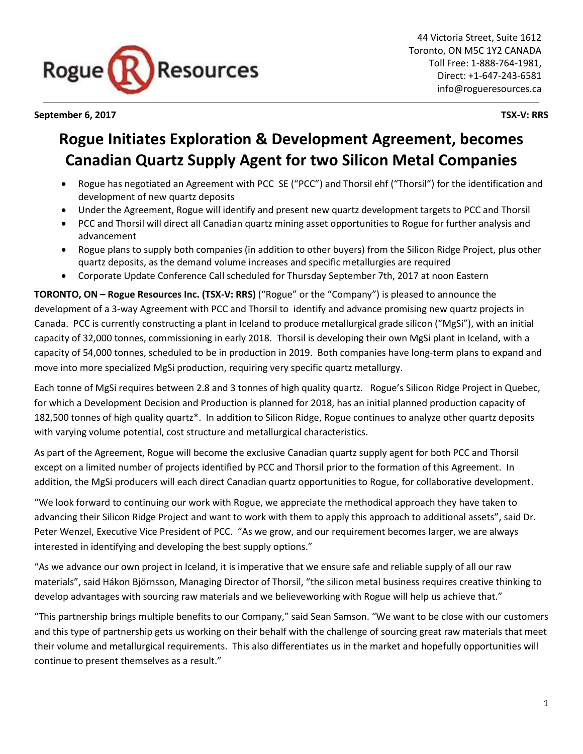44 Victoria Street, Suite 1612
Toronto, ON M5C 1Y2 CANADA
Toll Free: 1-888-764-1981,
Direct: +1-647-243-6581
info@rogueresources.ca

**September 6, 2017** **TSX-V: RRS**

# Rogue Initiates Exploration & Development Agreement, becomes Canadian Quartz Supply Agent for two Silicon Metal Companies

- Rogue has negotiated an Agreement with PCC SE ("PCC") and Thorsil ehf ("Thorsil") for the identification and development of new quartz deposits
- Under the Agreement, Rogue will identify and present new quartz development targets to PCC and Thorsil
- PCC and Thorsil will direct all Canadian quartz mining asset opportunities to Rogue for further analysis and advancement
- Rogue plans to supply both companies (in addition to other buyers) from the Silicon Ridge Project, plus other quartz deposits, as the demand volume increases and specific metallurgies are required
- Corporate Update Conference Call scheduled for Thursday September 7th, 2017 at noon Eastern

**TORONTO, ON – Rogue Resources Inc. (TSX-V: RRS)** ("Rogue" or the "Company") is pleased to announce the development of a 3-way Agreement with PCC and Thorsil to identify and advance promising new quartz projects in Canada. PCC is currently constructing a plant in Iceland to produce metallurgical grade silicon ("MgSi"), with an initial capacity of 32,000 tonnes, commissioning in early 2018. Thorsil is developing their own MgSi plant in Iceland, with a capacity of 54,000 tonnes, scheduled to be in production in 2019. Both companies have long-term plans to expand and move into more specialized MgSi production, requiring very specific quartz metallurgy.

Each tonne of MgSi requires between 2.8 and 3 tonnes of high quality quartz. Rogue's Silicon Ridge Project in Quebec, for which a Development Decision and Production is planned for 2018, has an initial planned production capacity of 182,500 tonnes of high quality quartz*. In addition to Silicon Ridge, Rogue continues to analyze other quartz deposits with varying volume potential, cost structure and metallurgical characteristics.

As part of the Agreement, Rogue will become the exclusive Canadian quartz supply agent for both PCC and Thorsil except on a limited number of projects identified by PCC and Thorsil prior to the formation of this Agreement. In addition, the MgSi producers will each direct Canadian quartz opportunities to Rogue, for collaborative development.

"We look forward to continuing our work with Rogue, we appreciate the methodical approach they have taken to advancing their Silicon Ridge Project and want to work with them to apply this approach to additional assets", said Dr. Peter Wenzel, Executive Vice President of PCC. "As we grow, and our requirement becomes larger, we are always interested in identifying and developing the best supply options."

"As we advance our own project in Iceland, it is imperative that we ensure safe and reliable supply of all our raw materials", said Hákon Björnsson, Managing Director of Thorsil, "the silicon metal business requires creative thinking to develop advantages with sourcing raw materials and we believeworking with Rogue will help us achieve that."

"This partnership brings multiple benefits to our Company," said Sean Samson. "We want to be close with our customers and this type of partnership gets us working on their behalf with the challenge of sourcing great raw materials that meet their volume and metallurgical requirements. This also differentiates us in the market and hopefully opportunities will continue to present themselves as a result."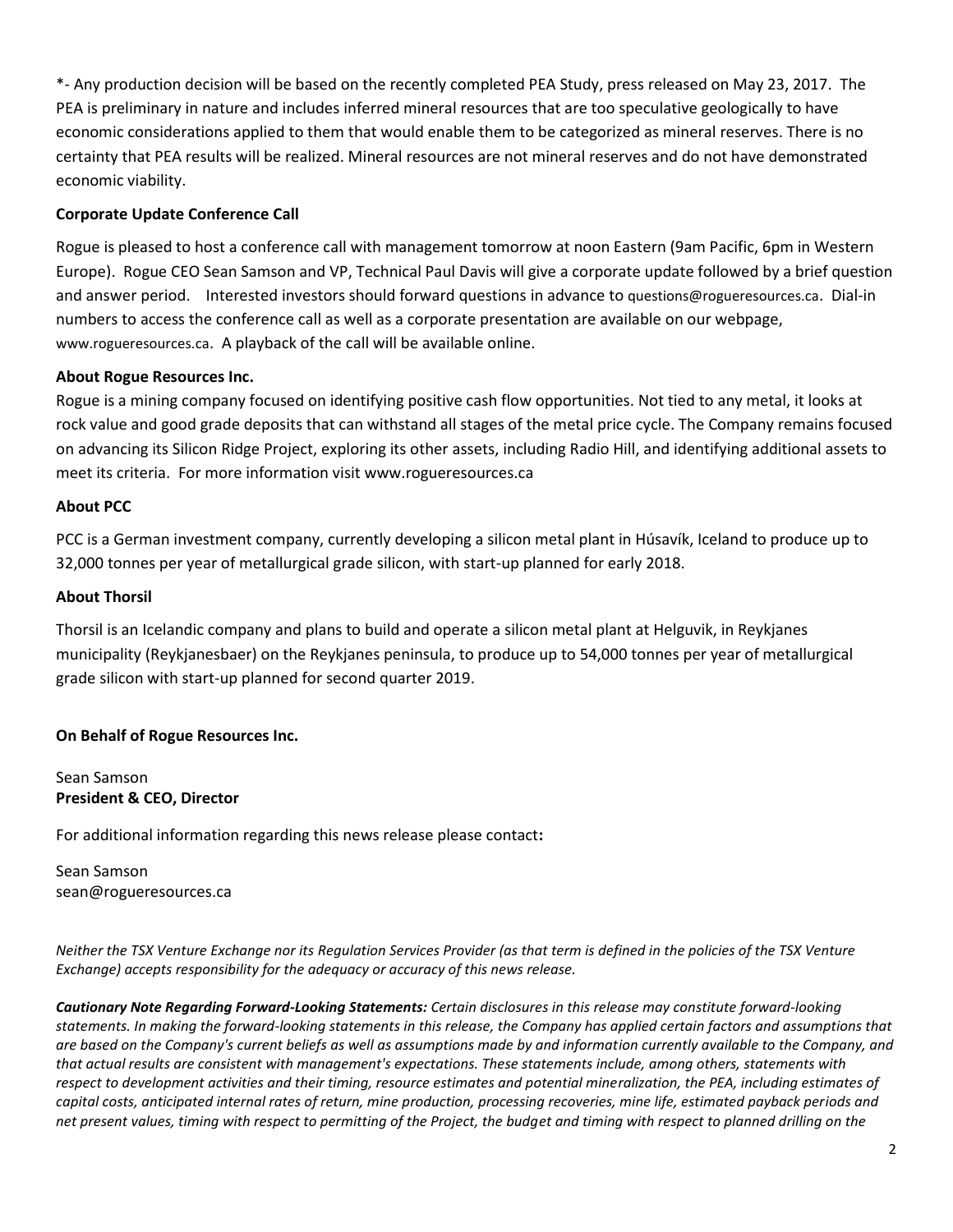*- Any production decision will be based on the recently completed PEA Study, press released on May 23, 2017. The PEA is preliminary in nature and includes inferred mineral resources that are too speculative geologically to have economic considerations applied to them that would enable them to be categorized as mineral reserves. There is no certainty that PEA results will be realized. Mineral resources are not mineral reserves and do not have demonstrated economic viability.

**Corporate Update Conference Call**

Rogue is pleased to host a conference call with management tomorrow at noon Eastern (9am Pacific, 6pm in Western Europe). Rogue CEO Sean Samson and VP, Technical Paul Davis will give a corporate update followed by a brief question and answer period. Interested investors should forward questions in advance to questions@rogueresources.ca. Dial-in numbers to access the conference call as well as a corporate presentation are available on our webpage, www.rogueresources.ca. A playback of the call will be available online.

**About Rogue Resources Inc.**

Rogue is a mining company focused on identifying positive cash flow opportunities. Not tied to any metal, it looks at rock value and good grade deposits that can withstand all stages of the metal price cycle. The Company remains focused on advancing its Silicon Ridge Project, exploring its other assets, including Radio Hill, and identifying additional assets to meet its criteria. For more information visit www.rogueresources.ca

**About PCC**

PCC is a German investment company, currently developing a silicon metal plant in Húsavík, Iceland to produce up to 32,000 tonnes per year of metallurgical grade silicon, with start-up planned for early 2018.

**About Thorsil**

Thorsil is an Icelandic company and plans to build and operate a silicon metal plant at Helguvik, in Reykjanes municipality (Reykjanesbaer) on the Reykjanes peninsula, to produce up to 54,000 tonnes per year of metallurgical grade silicon with start-up planned for second quarter 2019.

**On Behalf of Rogue Resources Inc.**

Sean Samson
**President & CEO, Director**

For additional information regarding this news release please contact**:**

Sean Samson
sean@rogueresources.ca

*Neither the TSX Venture Exchange nor its Regulation Services Provider (as that term is defined in the policies of the TSX Venture Exchange) accepts responsibility for the adequacy or accuracy of this news release.*

***Cautionary Note Regarding Forward-Looking Statements:*** *Certain disclosures in this release may constitute forward-looking statements. In making the forward-looking statements in this release, the Company has applied certain factors and assumptions that are based on the Company's current beliefs as well as assumptions made by and information currently available to the Company, and that actual results are consistent with management's expectations. These statements include, among others, statements with respect to development activities and their timing, resource estimates and potential mineralization, the PEA, including estimates of capital costs, anticipated internal rates of return, mine production, processing recoveries, mine life, estimated payback periods and net present values, timing with respect to permitting of the Project, the budget and timing with respect to planned drilling on the*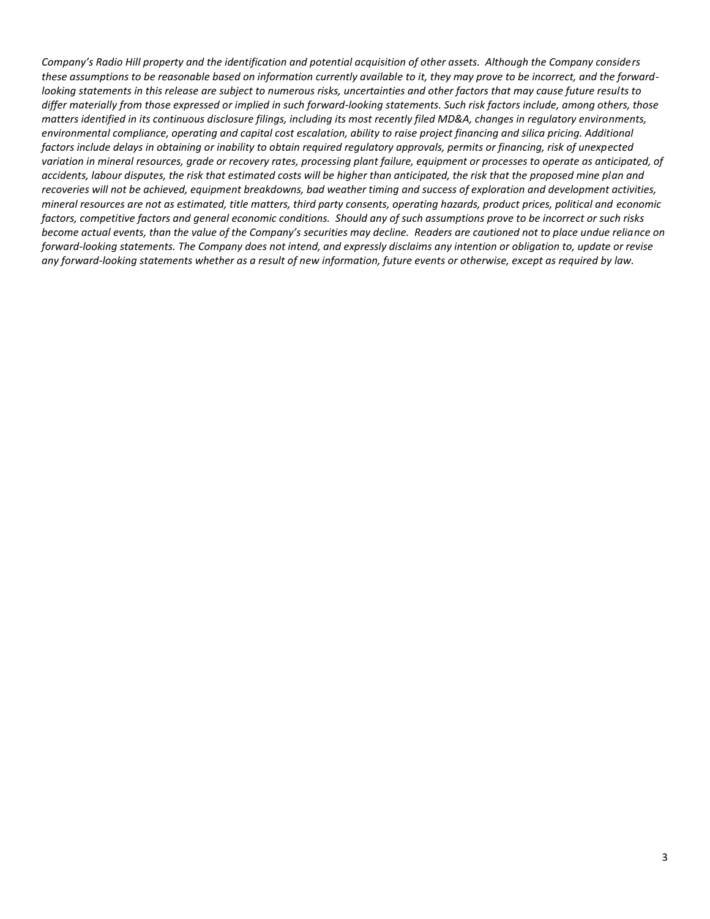*Company's Radio Hill property and the identification and potential acquisition of other assets. Although the Company considers these assumptions to be reasonable based on information currently available to it, they may prove to be incorrect, and the forward-looking statements in this release are subject to numerous risks, uncertainties and other factors that may cause future results to differ materially from those expressed or implied in such forward-looking statements. Such risk factors include, among others, those matters identified in its continuous disclosure filings, including its most recently filed MD&A, changes in regulatory environments, environmental compliance, operating and capital cost escalation, ability to raise project financing and silica pricing. Additional factors include delays in obtaining or inability to obtain required regulatory approvals, permits or financing, risk of unexpected variation in mineral resources, grade or recovery rates, processing plant failure, equipment or processes to operate as anticipated, of accidents, labour disputes, the risk that estimated costs will be higher than anticipated, the risk that the proposed mine plan and recoveries will not be achieved, equipment breakdowns, bad weather timing and success of exploration and development activities, mineral resources are not as estimated, title matters, third party consents, operating hazards, product prices, political and economic factors, competitive factors and general economic conditions. Should any of such assumptions prove to be incorrect or such risks become actual events, than the value of the Company's securities may decline. Readers are cautioned not to place undue reliance on forward-looking statements. The Company does not intend, and expressly disclaims any intention or obligation to, update or revise any forward-looking statements whether as a result of new information, future events or otherwise, except as required by law.*